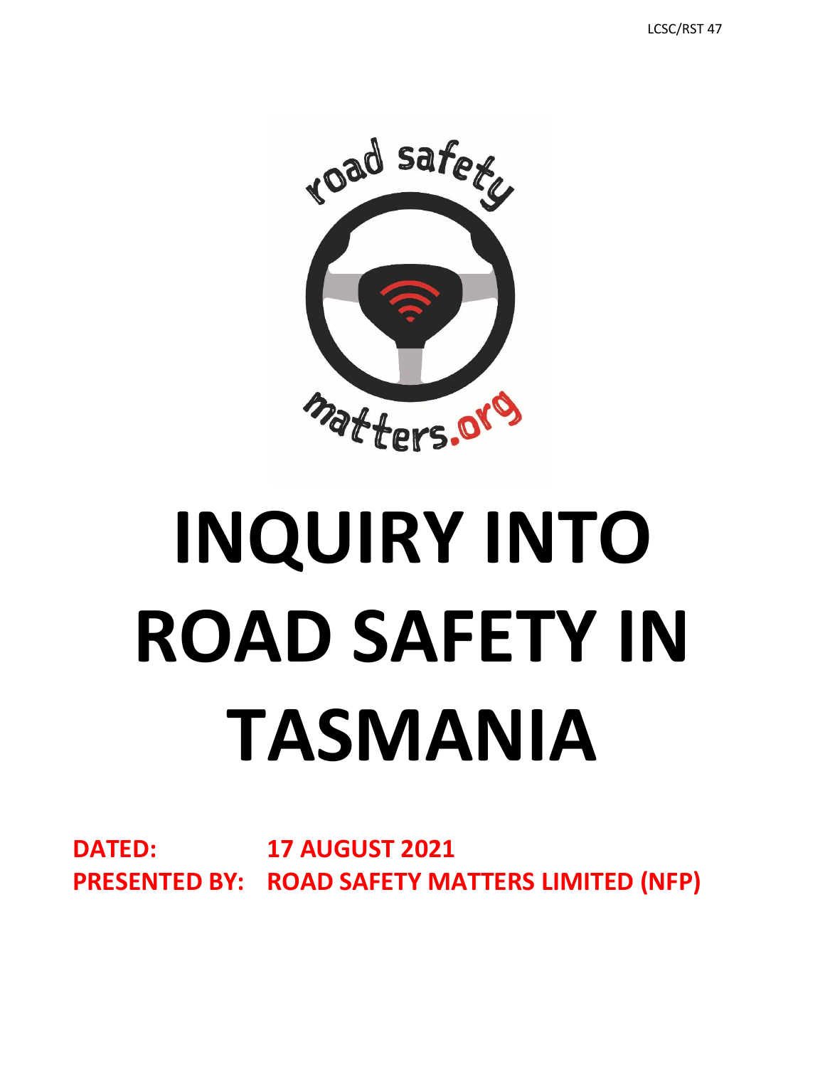LCSC/RST 47

# INQUIRY INTO ROAD SAFETY IN TASMANIA

**DATED:** 17 AUGUST 2021

**PRESENTED BY:** ROAD SAFETY MATTERS LIMITED (NFP)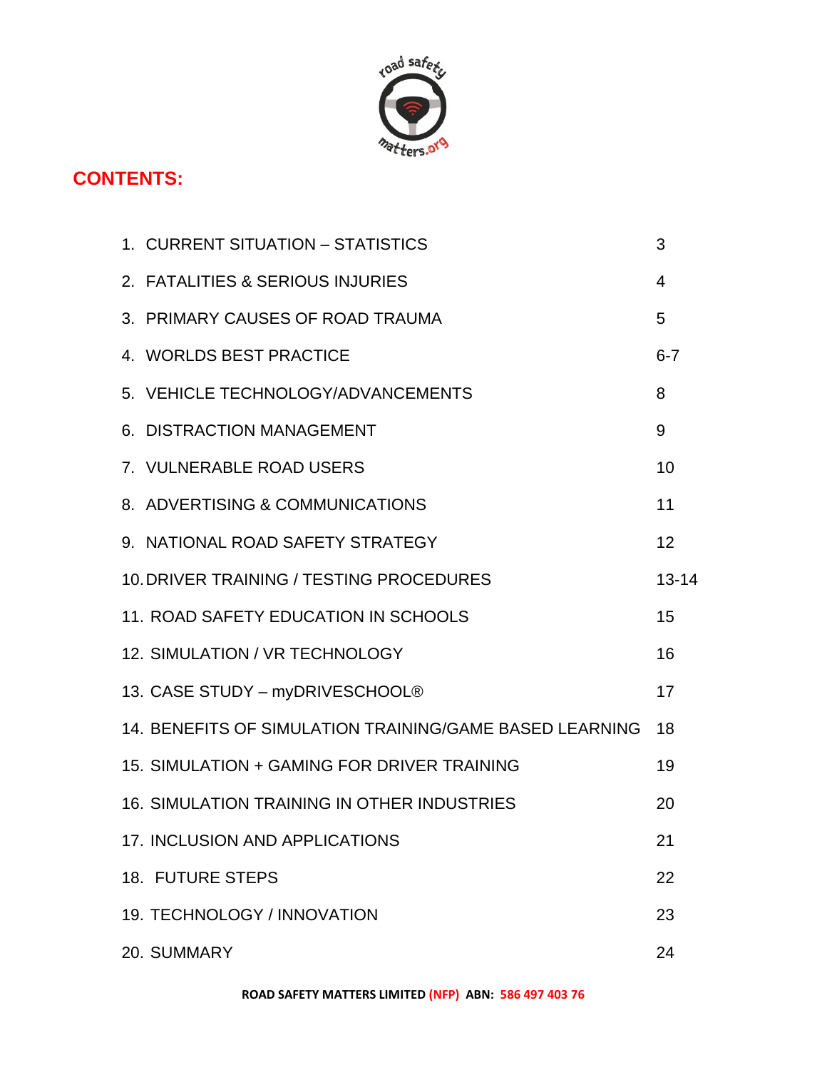## CONTENTS:

| | |
|---|---|
| 1. CURRENT SITUATION – STATISTICS | 3 |
| 2. FATALITIES & SERIOUS INJURIES | 4 |
| 3. PRIMARY CAUSES OF ROAD TRAUMA | 5 |
| 4. WORLDS BEST PRACTICE | 6-7 |
| 5. VEHICLE TECHNOLOGY/ADVANCEMENTS | 8 |
| 6. DISTRACTION MANAGEMENT | 9 |
| 7. VULNERABLE ROAD USERS | 10 |
| 8. ADVERTISING & COMMUNICATIONS | 11 |
| 9. NATIONAL ROAD SAFETY STRATEGY | 12 |
| 10. DRIVER TRAINING / TESTING PROCEDURES | 13-14 |
| 11. ROAD SAFETY EDUCATION IN SCHOOLS | 15 |
| 12. SIMULATION / VR TECHNOLOGY | 16 |
| 13. CASE STUDY – myDRIVESCHOOL® | 17 |
| 14. BENEFITS OF SIMULATION TRAINING/GAME BASED LEARNING | 18 |
| 15. SIMULATION + GAMING FOR DRIVER TRAINING | 19 |
| 16. SIMULATION TRAINING IN OTHER INDUSTRIES | 20 |
| 17. INCLUSION AND APPLICATIONS | 21 |
| 18. FUTURE STEPS | 22 |
| 19. TECHNOLOGY / INNOVATION | 23 |
| 20. SUMMARY | 24 |

**ROAD SAFETY MATTERS LIMITED (NFP) ABN: 586 497 403 76**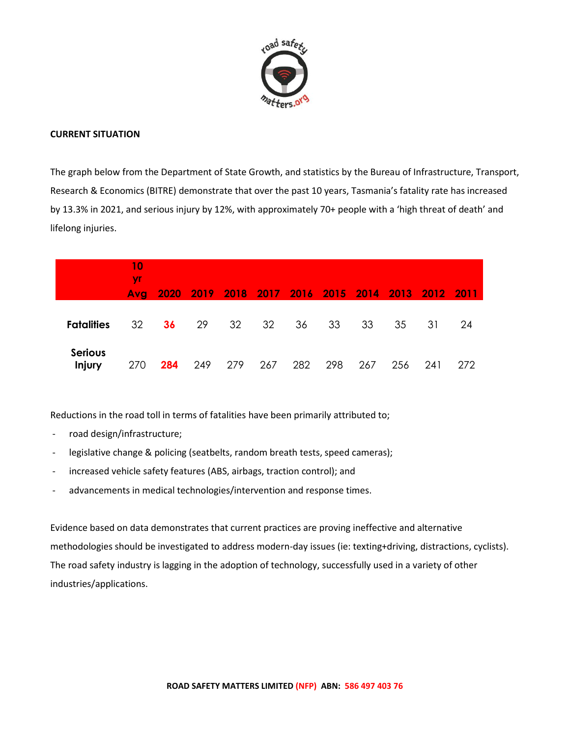**CURRENT SITUATION**

The graph below from the Department of State Growth, and statistics by the Bureau of Infrastructure, Transport, Research & Economics (BITRE) demonstrate that over the past 10 years, Tasmania's fatality rate has increased by 13.3% in 2021, and serious injury by 12%, with approximately 70+ people with a 'high threat of death' and lifelong injuries.

| | 10 yr Avg | 2020 | 2019 | 2018 | 2017 | 2016 | 2015 | 2014 | 2013 | 2012 | 2011 |
|---|---|---|---|---|---|---|---|---|---|---|---|
| **Fatalities** | 32 | **36** | 29 | 32 | 32 | 36 | 33 | 33 | 35 | 31 | 24 |
| **Serious Injury** | 270 | **284** | 249 | 279 | 267 | 282 | 298 | 267 | 256 | 241 | 272 |

Reductions in the road toll in terms of fatalities have been primarily attributed to;

- road design/infrastructure;
- legislative change & policing (seatbelts, random breath tests, speed cameras);
- increased vehicle safety features (ABS, airbags, traction control); and
- advancements in medical technologies/intervention and response times.

Evidence based on data demonstrates that current practices are proving ineffective and alternative methodologies should be investigated to address modern-day issues (ie: texting+driving, distractions, cyclists). The road safety industry is lagging in the adoption of technology, successfully used in a variety of other industries/applications.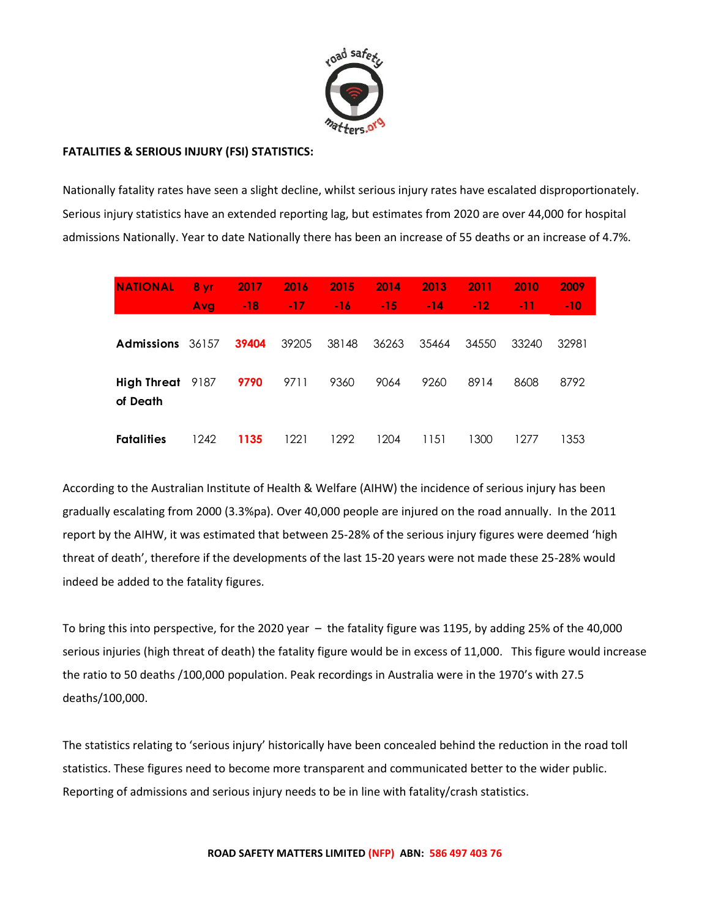**FATALITIES & SERIOUS INJURY (FSI) STATISTICS:**

Nationally fatality rates have seen a slight decline, whilst serious injury rates have escalated disproportionately. Serious injury statistics have an extended reporting lag, but estimates from 2020 are over 44,000 for hospital admissions Nationally. Year to date Nationally there has been an increase of 55 deaths or an increase of 4.7%.

| NATIONAL | 8 yr Avg | 2017 -18 | 2016 -17 | 2015 -16 | 2014 -15 | 2013 -14 | 2011 -12 | 2010 -11 | 2009 -10 |
|---|---|---|---|---|---|---|---|---|---|
| **Admissions** | 36157 | 39404 | 39205 | 38148 | 36263 | 35464 | 34550 | 33240 | 32981 |
| **High Threat of Death** | 9187 | 9790 | 9711 | 9360 | 9064 | 9260 | 8914 | 8608 | 8792 |
| **Fatalities** | 1242 | 1135 | 1221 | 1292 | 1204 | 1151 | 1300 | 1277 | 1353 |

According to the Australian Institute of Health & Welfare (AIHW) the incidence of serious injury has been gradually escalating from 2000 (3.3%pa). Over 40,000 people are injured on the road annually. In the 2011 report by the AIHW, it was estimated that between 25-28% of the serious injury figures were deemed 'high threat of death', therefore if the developments of the last 15-20 years were not made these 25-28% would indeed be added to the fatality figures.

To bring this into perspective, for the 2020 year – the fatality figure was 1195, by adding 25% of the 40,000 serious injuries (high threat of death) the fatality figure would be in excess of 11,000. This figure would increase the ratio to 50 deaths /100,000 population. Peak recordings in Australia were in the 1970's with 27.5 deaths/100,000.

The statistics relating to 'serious injury' historically have been concealed behind the reduction in the road toll statistics. These figures need to become more transparent and communicated better to the wider public. Reporting of admissions and serious injury needs to be in line with fatality/crash statistics.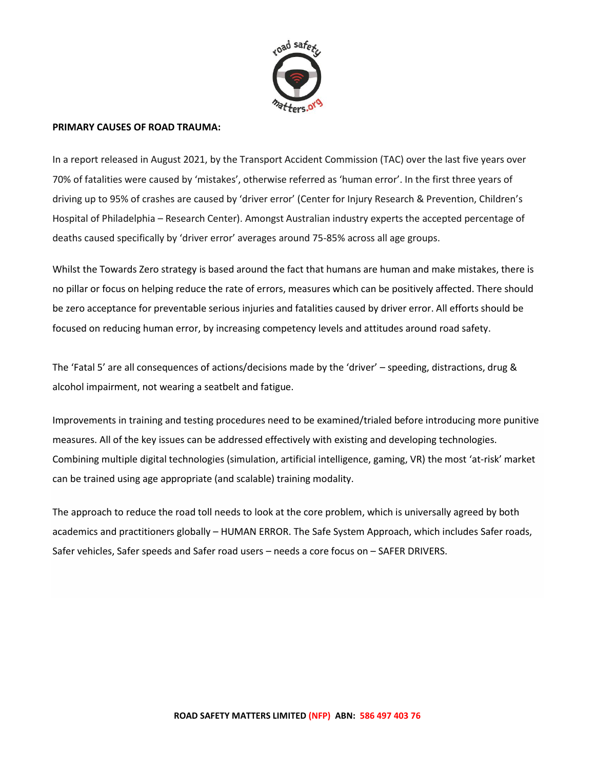**PRIMARY CAUSES OF ROAD TRAUMA:**

In a report released in August 2021, by the Transport Accident Commission (TAC) over the last five years over 70% of fatalities were caused by 'mistakes', otherwise referred as 'human error'. In the first three years of driving up to 95% of crashes are caused by 'driver error' (Center for Injury Research & Prevention, Children's Hospital of Philadelphia – Research Center). Amongst Australian industry experts the accepted percentage of deaths caused specifically by 'driver error' averages around 75-85% across all age groups.

Whilst the Towards Zero strategy is based around the fact that humans are human and make mistakes, there is no pillar or focus on helping reduce the rate of errors, measures which can be positively affected. There should be zero acceptance for preventable serious injuries and fatalities caused by driver error. All efforts should be focused on reducing human error, by increasing competency levels and attitudes around road safety.

The 'Fatal 5' are all consequences of actions/decisions made by the 'driver' – speeding, distractions, drug & alcohol impairment, not wearing a seatbelt and fatigue.

Improvements in training and testing procedures need to be examined/trialed before introducing more punitive measures. All of the key issues can be addressed effectively with existing and developing technologies. Combining multiple digital technologies (simulation, artificial intelligence, gaming, VR) the most 'at-risk' market can be trained using age appropriate (and scalable) training modality.

The approach to reduce the road toll needs to look at the core problem, which is universally agreed by both academics and practitioners globally – HUMAN ERROR. The Safe System Approach, which includes Safer roads, Safer vehicles, Safer speeds and Safer road users – needs a core focus on – SAFER DRIVERS.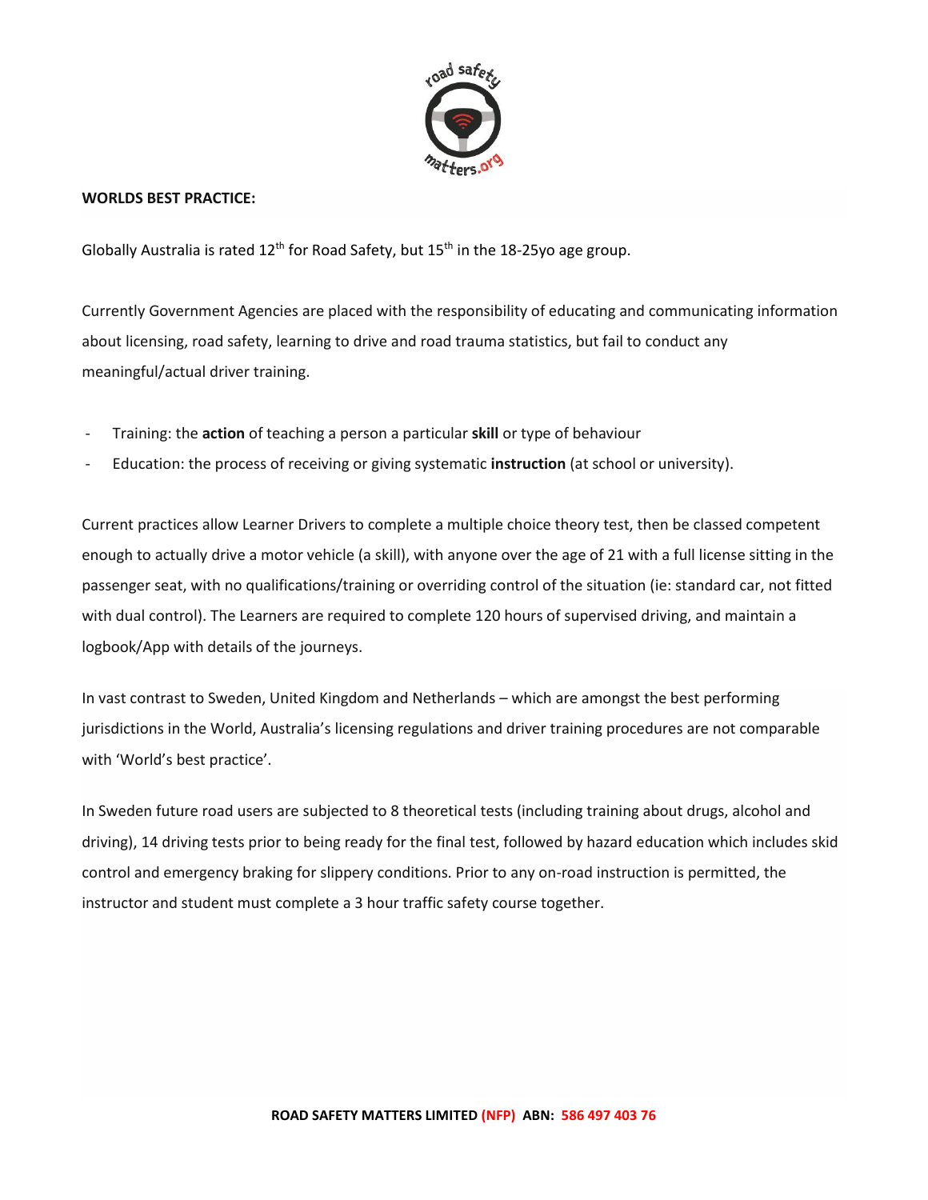**WORLDS BEST PRACTICE:**

Globally Australia is rated 12th for Road Safety, but 15th in the 18-25yo age group.

Currently Government Agencies are placed with the responsibility of educating and communicating information about licensing, road safety, learning to drive and road trauma statistics, but fail to conduct any meaningful/actual driver training.

- Training: the **action** of teaching a person a particular **skill** or type of behaviour
- Education: the process of receiving or giving systematic **instruction** (at school or university).

Current practices allow Learner Drivers to complete a multiple choice theory test, then be classed competent enough to actually drive a motor vehicle (a skill), with anyone over the age of 21 with a full license sitting in the passenger seat, with no qualifications/training or overriding control of the situation (ie: standard car, not fitted with dual control). The Learners are required to complete 120 hours of supervised driving, and maintain a logbook/App with details of the journeys.

In vast contrast to Sweden, United Kingdom and Netherlands – which are amongst the best performing jurisdictions in the World, Australia's licensing regulations and driver training procedures are not comparable with 'World's best practice'.

In Sweden future road users are subjected to 8 theoretical tests (including training about drugs, alcohol and driving), 14 driving tests prior to being ready for the final test, followed by hazard education which includes skid control and emergency braking for slippery conditions. Prior to any on-road instruction is permitted, the instructor and student must complete a 3 hour traffic safety course together.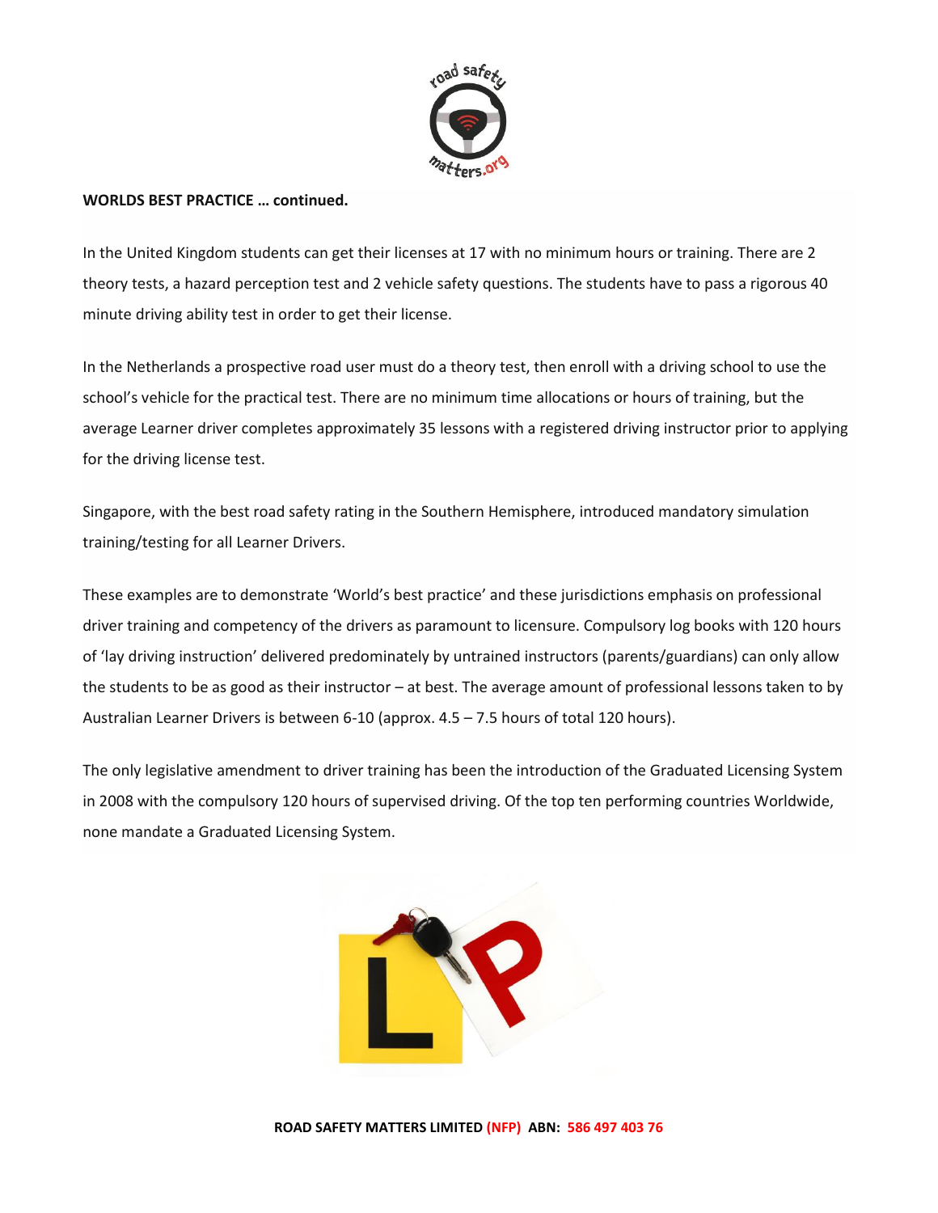**WORLDS BEST PRACTICE … continued.**

In the United Kingdom students can get their licenses at 17 with no minimum hours or training. There are 2 theory tests, a hazard perception test and 2 vehicle safety questions. The students have to pass a rigorous 40 minute driving ability test in order to get their license.

In the Netherlands a prospective road user must do a theory test, then enroll with a driving school to use the school's vehicle for the practical test. There are no minimum time allocations or hours of training, but the average Learner driver completes approximately 35 lessons with a registered driving instructor prior to applying for the driving license test.

Singapore, with the best road safety rating in the Southern Hemisphere, introduced mandatory simulation training/testing for all Learner Drivers.

These examples are to demonstrate 'World's best practice' and these jurisdictions emphasis on professional driver training and competency of the drivers as paramount to licensure. Compulsory log books with 120 hours of 'lay driving instruction' delivered predominately by untrained instructors (parents/guardians) can only allow the students to be as good as their instructor – at best. The average amount of professional lessons taken to by Australian Learner Drivers is between 6-10 (approx. 4.5 – 7.5 hours of total 120 hours).

The only legislative amendment to driver training has been the introduction of the Graduated Licensing System in 2008 with the compulsory 120 hours of supervised driving. Of the top ten performing countries Worldwide, none mandate a Graduated Licensing System.

**ROAD SAFETY MATTERS LIMITED (NFP) ABN: 586 497 403 76**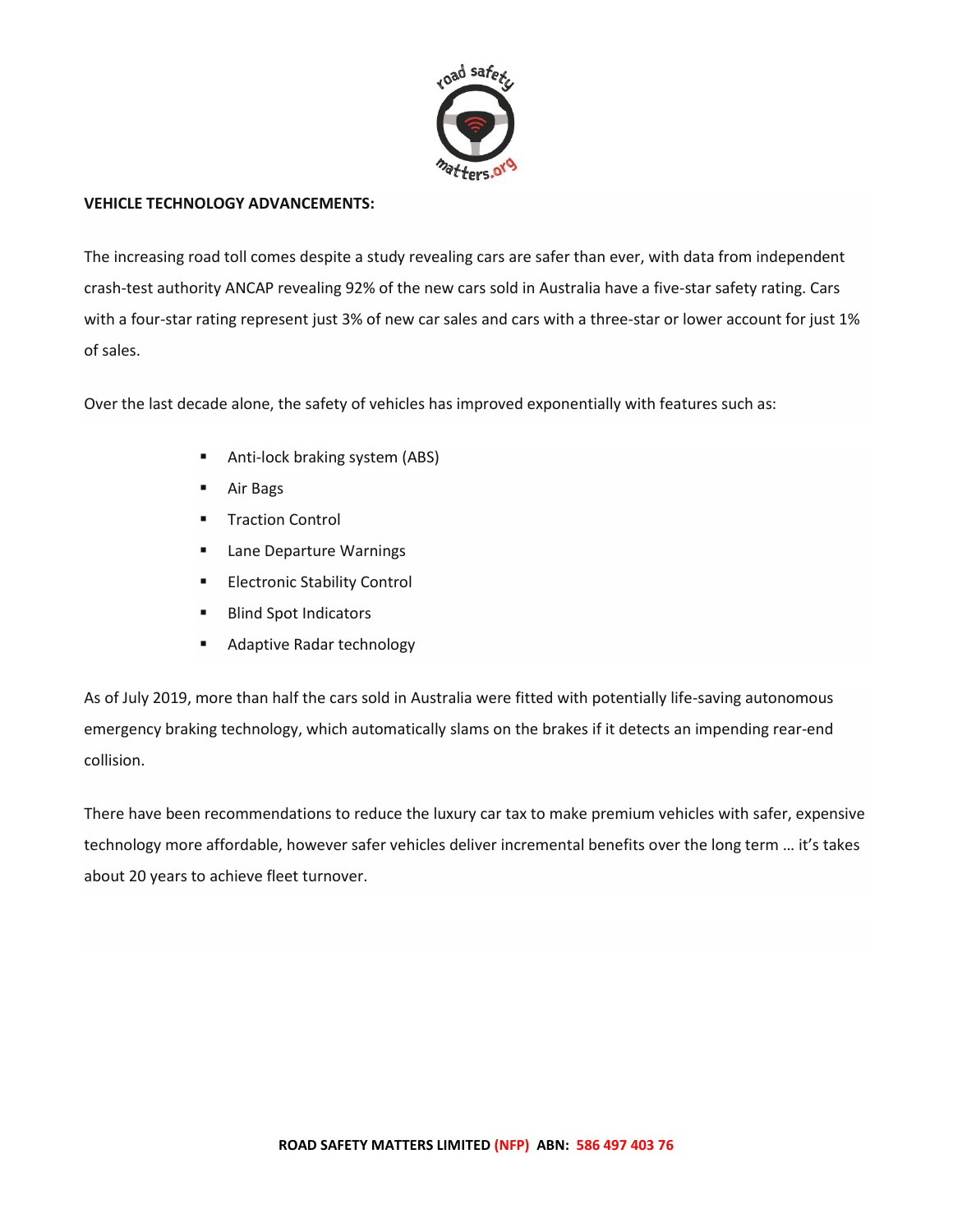**VEHICLE TECHNOLOGY ADVANCEMENTS:**

The increasing road toll comes despite a study revealing cars are safer than ever, with data from independent crash-test authority ANCAP revealing 92% of the new cars sold in Australia have a five-star safety rating. Cars with a four-star rating represent just 3% of new car sales and cars with a three-star or lower account for just 1% of sales.

Over the last decade alone, the safety of vehicles has improved exponentially with features such as:

- Anti-lock braking system (ABS)
- Air Bags
- Traction Control
- Lane Departure Warnings
- Electronic Stability Control
- Blind Spot Indicators
- Adaptive Radar technology

As of July 2019, more than half the cars sold in Australia were fitted with potentially life-saving autonomous emergency braking technology, which automatically slams on the brakes if it detects an impending rear-end collision.

There have been recommendations to reduce the luxury car tax to make premium vehicles with safer, expensive technology more affordable, however safer vehicles deliver incremental benefits over the long term … it's takes about 20 years to achieve fleet turnover.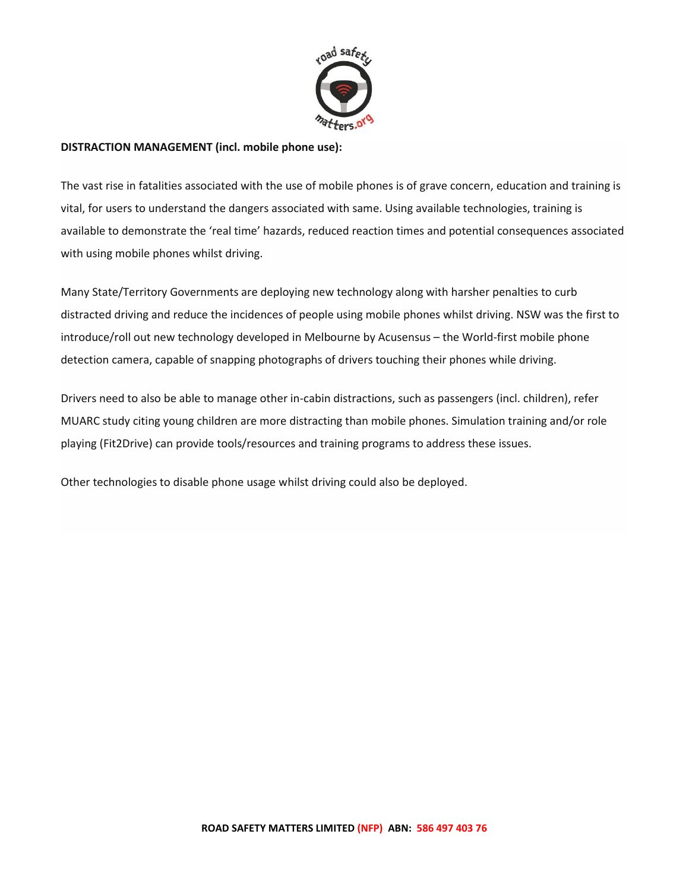**DISTRACTION MANAGEMENT (incl. mobile phone use):**

The vast rise in fatalities associated with the use of mobile phones is of grave concern, education and training is vital, for users to understand the dangers associated with same. Using available technologies, training is available to demonstrate the 'real time' hazards, reduced reaction times and potential consequences associated with using mobile phones whilst driving.

Many State/Territory Governments are deploying new technology along with harsher penalties to curb distracted driving and reduce the incidences of people using mobile phones whilst driving. NSW was the first to introduce/roll out new technology developed in Melbourne by Acusensus – the World-first mobile phone detection camera, capable of snapping photographs of drivers touching their phones while driving.

Drivers need to also be able to manage other in-cabin distractions, such as passengers (incl. children), refer MUARC study citing young children are more distracting than mobile phones. Simulation training and/or role playing (Fit2Drive) can provide tools/resources and training programs to address these issues.

Other technologies to disable phone usage whilst driving could also be deployed.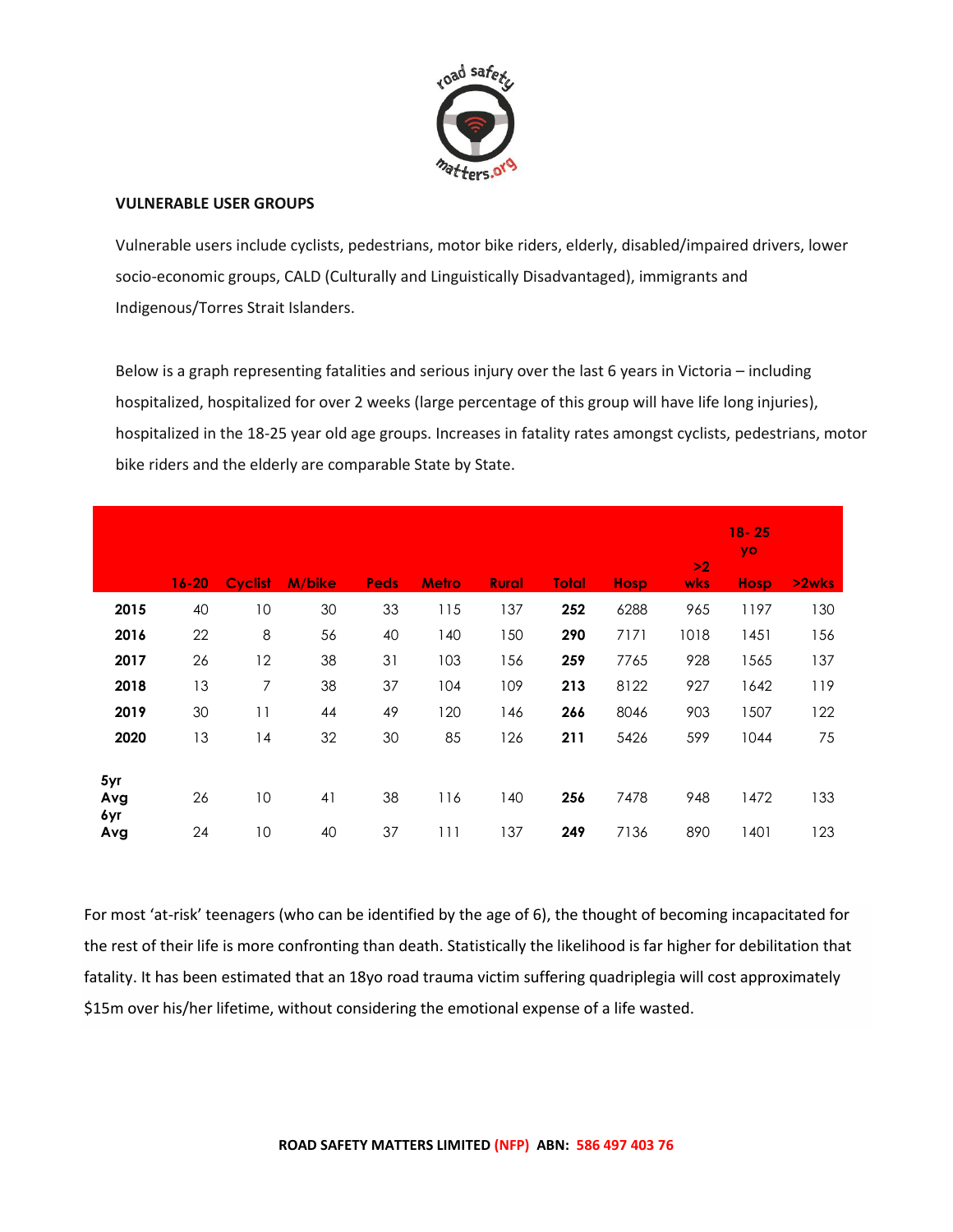### VULNERABLE USER GROUPS

Vulnerable users include cyclists, pedestrians, motor bike riders, elderly, disabled/impaired drivers, lower socio-economic groups, CALD (Culturally and Linguistically Disadvantaged), immigrants and Indigenous/Torres Strait Islanders.

Below is a graph representing fatalities and serious injury over the last 6 years in Victoria – including hospitalized, hospitalized for over 2 weeks (large percentage of this group will have life long injuries), hospitalized in the 18-25 year old age groups. Increases in fatality rates amongst cyclists, pedestrians, motor bike riders and the elderly are comparable State by State.

| | 16-20 | Cyclist | M/bike | Peds | Metro | Rural | Total | Hosp | >2 wks | 18- 25 yo Hosp | >2wks |
|---|---|---|---|---|---|---|---|---|---|---|---|
| **2015** | 40 | 10 | 30 | 33 | 115 | 137 | **252** | 6288 | 965 | 1197 | 130 |
| **2016** | 22 | 8 | 56 | 40 | 140 | 150 | **290** | 7171 | 1018 | 1451 | 156 |
| **2017** | 26 | 12 | 38 | 31 | 103 | 156 | **259** | 7765 | 928 | 1565 | 137 |
| **2018** | 13 | 7 | 38 | 37 | 104 | 109 | **213** | 8122 | 927 | 1642 | 119 |
| **2019** | 30 | 11 | 44 | 49 | 120 | 146 | **266** | 8046 | 903 | 1507 | 122 |
| **2020** | 13 | 14 | 32 | 30 | 85 | 126 | **211** | 5426 | 599 | 1044 | 75 |
| **5yr Avg** | 26 | 10 | 41 | 38 | 116 | 140 | **256** | 7478 | 948 | 1472 | 133 |
| **6yr Avg** | 24 | 10 | 40 | 37 | 111 | 137 | **249** | 7136 | 890 | 1401 | 123 |

For most 'at-risk' teenagers (who can be identified by the age of 6), the thought of becoming incapacitated for the rest of their life is more confronting than death. Statistically the likelihood is far higher for debilitation that fatality. It has been estimated that an 18yo road trauma victim suffering quadriplegia will cost approximately $15m over his/her lifetime, without considering the emotional expense of a life wasted.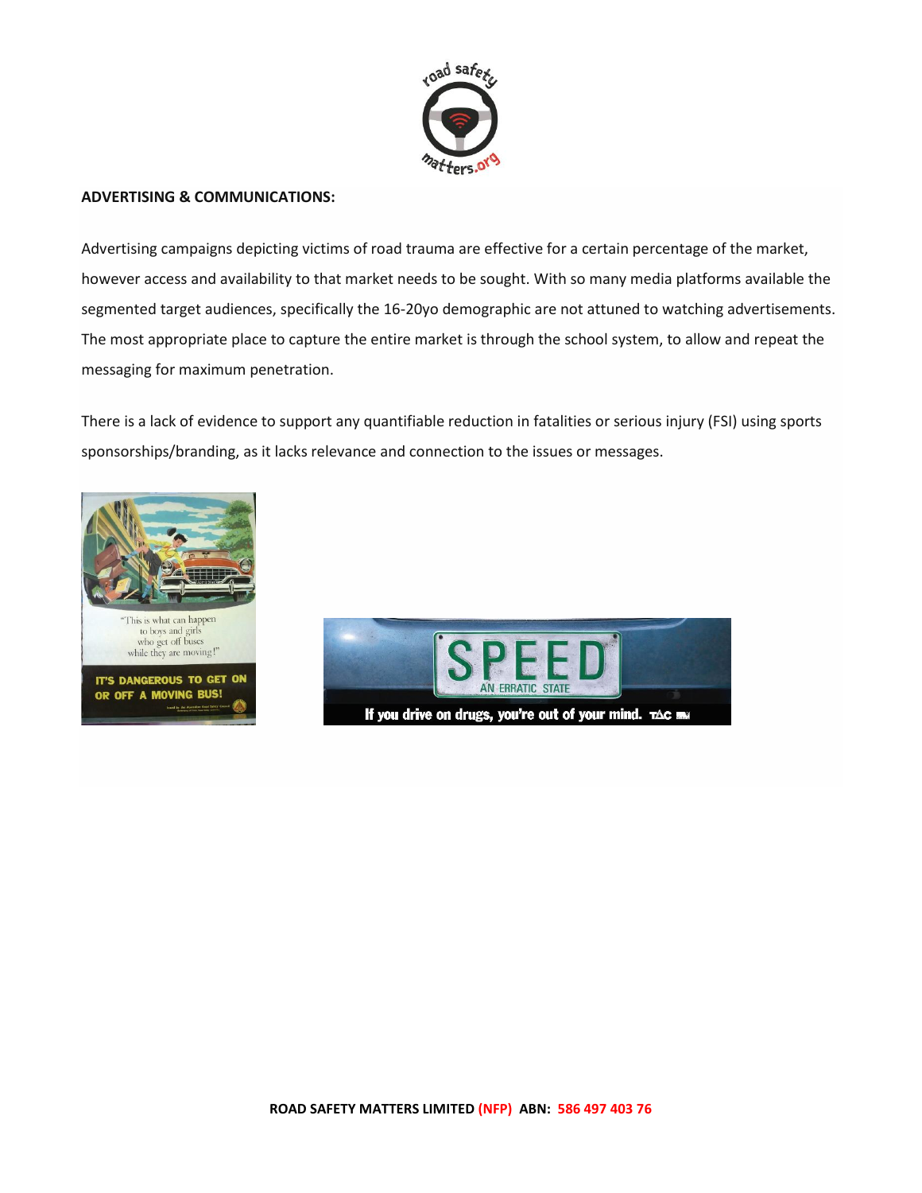**ADVERTISING & COMMUNICATIONS:**

Advertising campaigns depicting victims of road trauma are effective for a certain percentage of the market, however access and availability to that market needs to be sought. With so many media platforms available the segmented target audiences, specifically the 16-20yo demographic are not attuned to watching advertisements. The most appropriate place to capture the entire market is through the school system, to allow and repeat the messaging for maximum penetration.

There is a lack of evidence to support any quantifiable reduction in fatalities or serious injury (FSI) using sports sponsorships/branding, as it lacks relevance and connection to the issues or messages.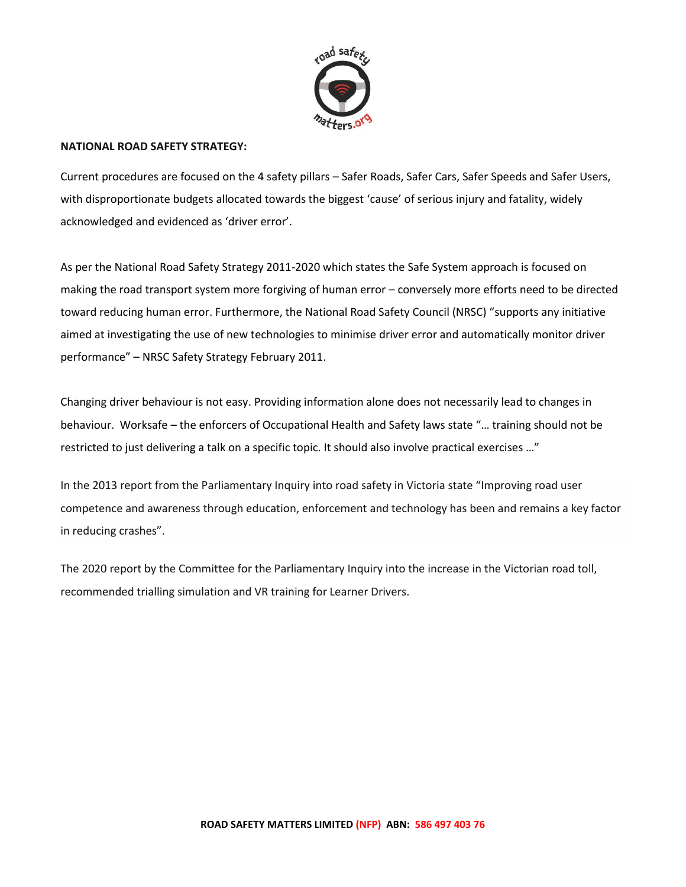**NATIONAL ROAD SAFETY STRATEGY:**

Current procedures are focused on the 4 safety pillars – Safer Roads, Safer Cars, Safer Speeds and Safer Users, with disproportionate budgets allocated towards the biggest 'cause' of serious injury and fatality, widely acknowledged and evidenced as 'driver error'.

As per the National Road Safety Strategy 2011-2020 which states the Safe System approach is focused on making the road transport system more forgiving of human error – conversely more efforts need to be directed toward reducing human error. Furthermore, the National Road Safety Council (NRSC) "supports any initiative aimed at investigating the use of new technologies to minimise driver error and automatically monitor driver performance" – NRSC Safety Strategy February 2011.

Changing driver behaviour is not easy. Providing information alone does not necessarily lead to changes in behaviour. Worksafe – the enforcers of Occupational Health and Safety laws state "… training should not be restricted to just delivering a talk on a specific topic. It should also involve practical exercises …"

In the 2013 report from the Parliamentary Inquiry into road safety in Victoria state "Improving road user competence and awareness through education, enforcement and technology has been and remains a key factor in reducing crashes".

The 2020 report by the Committee for the Parliamentary Inquiry into the increase in the Victorian road toll, recommended trialling simulation and VR training for Learner Drivers.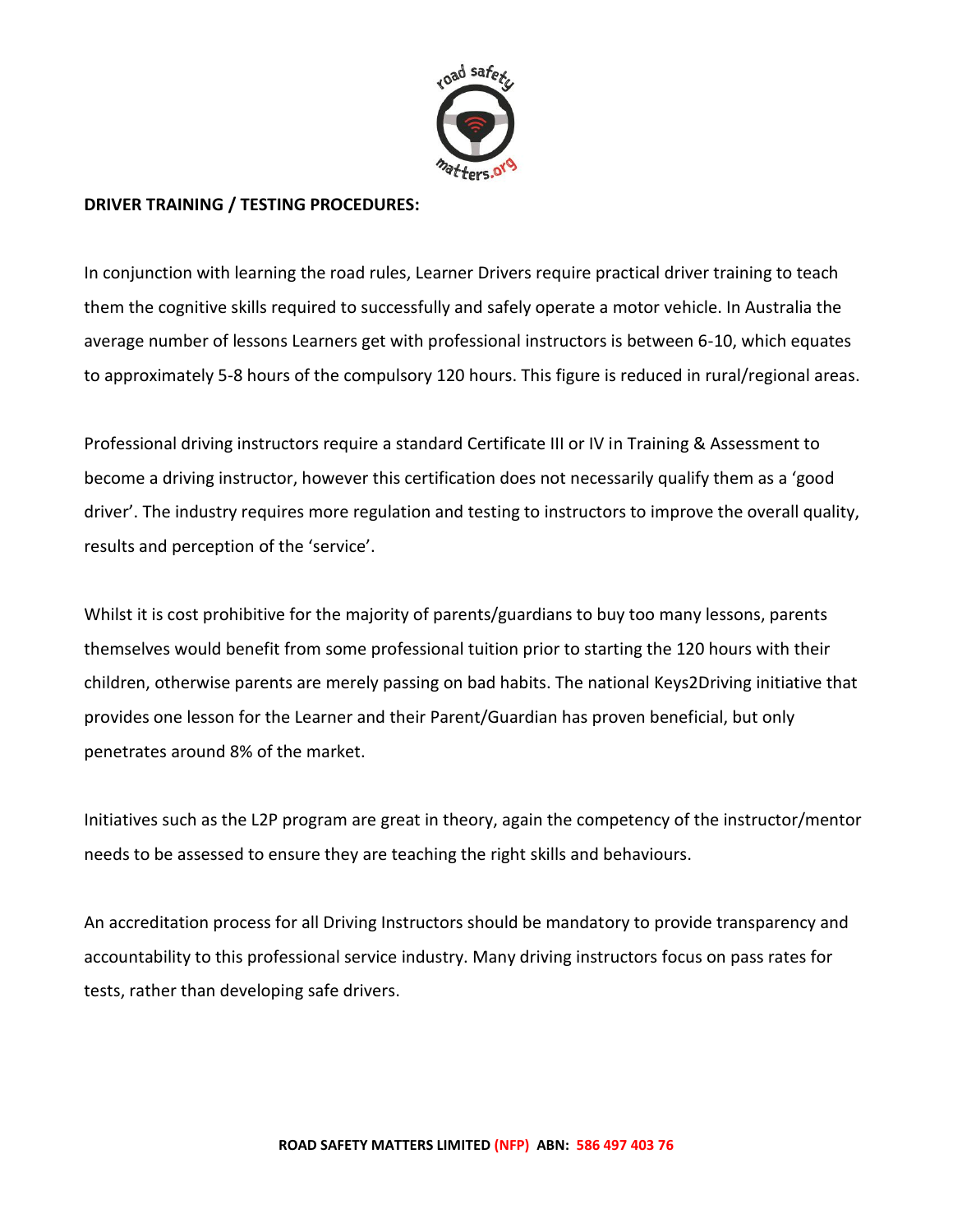**DRIVER TRAINING / TESTING PROCEDURES:**

In conjunction with learning the road rules, Learner Drivers require practical driver training to teach them the cognitive skills required to successfully and safely operate a motor vehicle. In Australia the average number of lessons Learners get with professional instructors is between 6-10, which equates to approximately 5-8 hours of the compulsory 120 hours. This figure is reduced in rural/regional areas.

Professional driving instructors require a standard Certificate III or IV in Training & Assessment to become a driving instructor, however this certification does not necessarily qualify them as a 'good driver'. The industry requires more regulation and testing to instructors to improve the overall quality, results and perception of the 'service'.

Whilst it is cost prohibitive for the majority of parents/guardians to buy too many lessons, parents themselves would benefit from some professional tuition prior to starting the 120 hours with their children, otherwise parents are merely passing on bad habits. The national Keys2Driving initiative that provides one lesson for the Learner and their Parent/Guardian has proven beneficial, but only penetrates around 8% of the market.

Initiatives such as the L2P program are great in theory, again the competency of the instructor/mentor needs to be assessed to ensure they are teaching the right skills and behaviours.

An accreditation process for all Driving Instructors should be mandatory to provide transparency and accountability to this professional service industry. Many driving instructors focus on pass rates for tests, rather than developing safe drivers.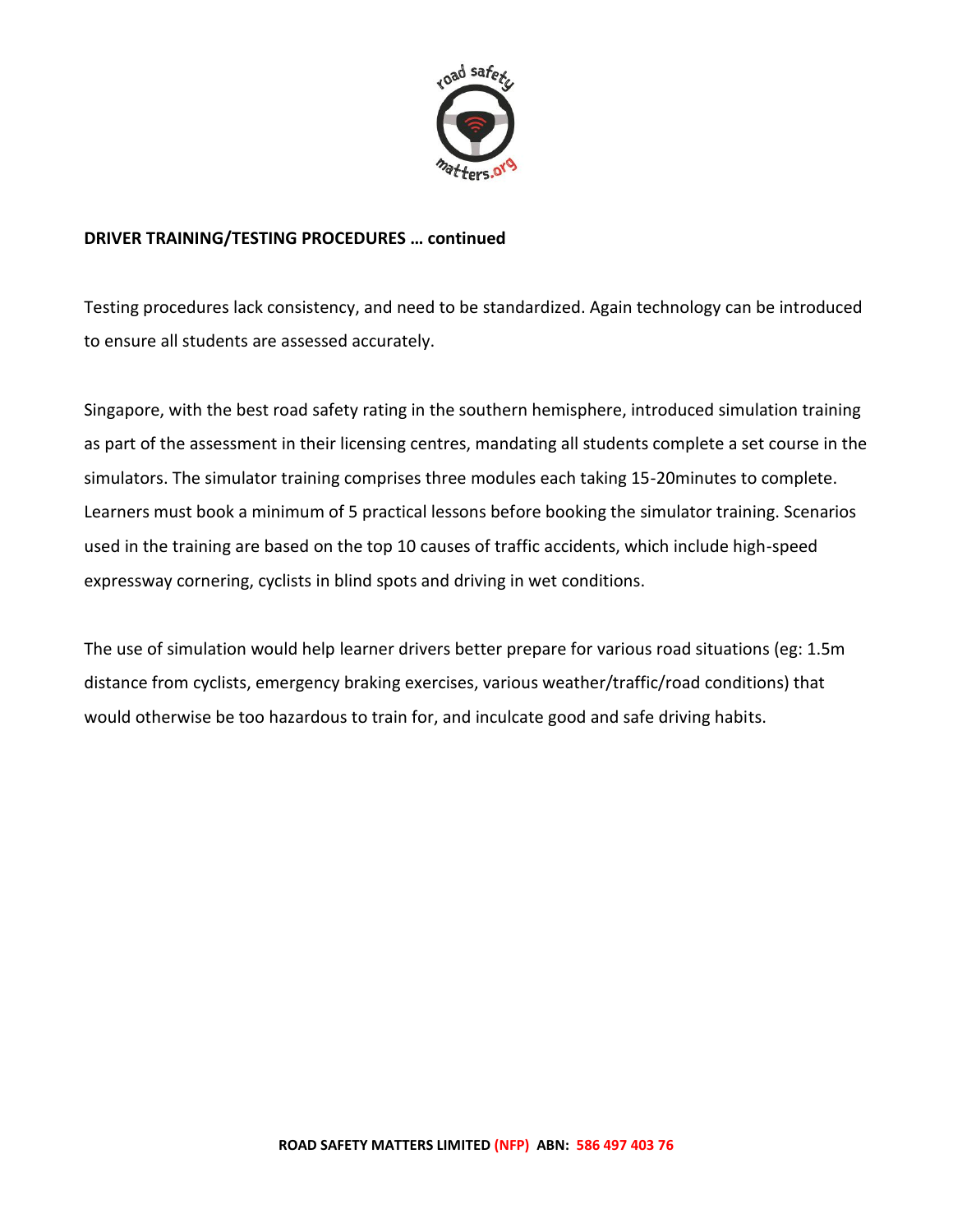**DRIVER TRAINING/TESTING PROCEDURES … continued**

Testing procedures lack consistency, and need to be standardized. Again technology can be introduced to ensure all students are assessed accurately.

Singapore, with the best road safety rating in the southern hemisphere, introduced simulation training as part of the assessment in their licensing centres, mandating all students complete a set course in the simulators. The simulator training comprises three modules each taking 15-20minutes to complete. Learners must book a minimum of 5 practical lessons before booking the simulator training. Scenarios used in the training are based on the top 10 causes of traffic accidents, which include high-speed expressway cornering, cyclists in blind spots and driving in wet conditions.

The use of simulation would help learner drivers better prepare for various road situations (eg: 1.5m distance from cyclists, emergency braking exercises, various weather/traffic/road conditions) that would otherwise be too hazardous to train for, and inculcate good and safe driving habits.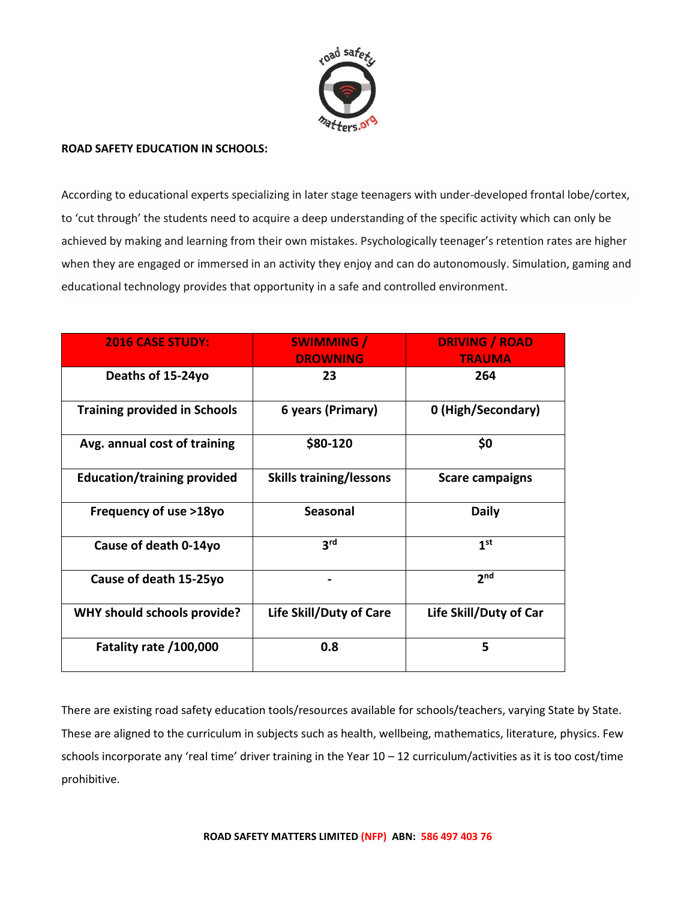**ROAD SAFETY EDUCATION IN SCHOOLS:**

According to educational experts specializing in later stage teenagers with under-developed frontal lobe/cortex, to 'cut through' the students need to acquire a deep understanding of the specific activity which can only be achieved by making and learning from their own mistakes. Psychologically teenager's retention rates are higher when they are engaged or immersed in an activity they enjoy and can do autonomously. Simulation, gaming and educational technology provides that opportunity in a safe and controlled environment.

| 2016 CASE STUDY: | SWIMMING / DROWNING | DRIVING / ROAD TRAUMA |
|---|---|---|
| Deaths of 15-24yo | 23 | 264 |
| Training provided in Schools | 6 years (Primary) | 0 (High/Secondary) |
| Avg. annual cost of training | $80-120 | $0 |
| Education/training provided | Skills training/lessons | Scare campaigns |
| Frequency of use >18yo | Seasonal | Daily |
| Cause of death 0-14yo | 3rd | 1st |
| Cause of death 15-25yo | - | 2nd |
| WHY should schools provide? | Life Skill/Duty of Care | Life Skill/Duty of Car |
| Fatality rate /100,000 | 0.8 | 5 |

There are existing road safety education tools/resources available for schools/teachers, varying State by State. These are aligned to the curriculum in subjects such as health, wellbeing, mathematics, literature, physics. Few schools incorporate any 'real time' driver training in the Year 10 – 12 curriculum/activities as it is too cost/time prohibitive.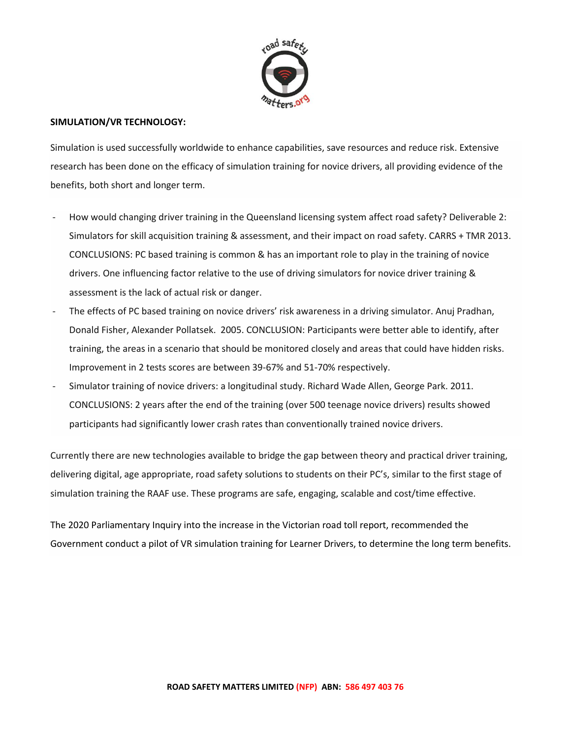**SIMULATION/VR TECHNOLOGY:**

Simulation is used successfully worldwide to enhance capabilities, save resources and reduce risk. Extensive research has been done on the efficacy of simulation training for novice drivers, all providing evidence of the benefits, both short and longer term.

- How would changing driver training in the Queensland licensing system affect road safety? Deliverable 2: Simulators for skill acquisition training & assessment, and their impact on road safety. CARRS + TMR 2013. CONCLUSIONS: PC based training is common & has an important role to play in the training of novice drivers. One influencing factor relative to the use of driving simulators for novice driver training & assessment is the lack of actual risk or danger.
- The effects of PC based training on novice drivers' risk awareness in a driving simulator. Anuj Pradhan, Donald Fisher, Alexander Pollatsek. 2005. CONCLUSION: Participants were better able to identify, after training, the areas in a scenario that should be monitored closely and areas that could have hidden risks. Improvement in 2 tests scores are between 39-67% and 51-70% respectively.
- Simulator training of novice drivers: a longitudinal study. Richard Wade Allen, George Park. 2011. CONCLUSIONS: 2 years after the end of the training (over 500 teenage novice drivers) results showed participants had significantly lower crash rates than conventionally trained novice drivers.

Currently there are new technologies available to bridge the gap between theory and practical driver training, delivering digital, age appropriate, road safety solutions to students on their PC's, similar to the first stage of simulation training the RAAF use. These programs are safe, engaging, scalable and cost/time effective.

The 2020 Parliamentary Inquiry into the increase in the Victorian road toll report, recommended the Government conduct a pilot of VR simulation training for Learner Drivers, to determine the long term benefits.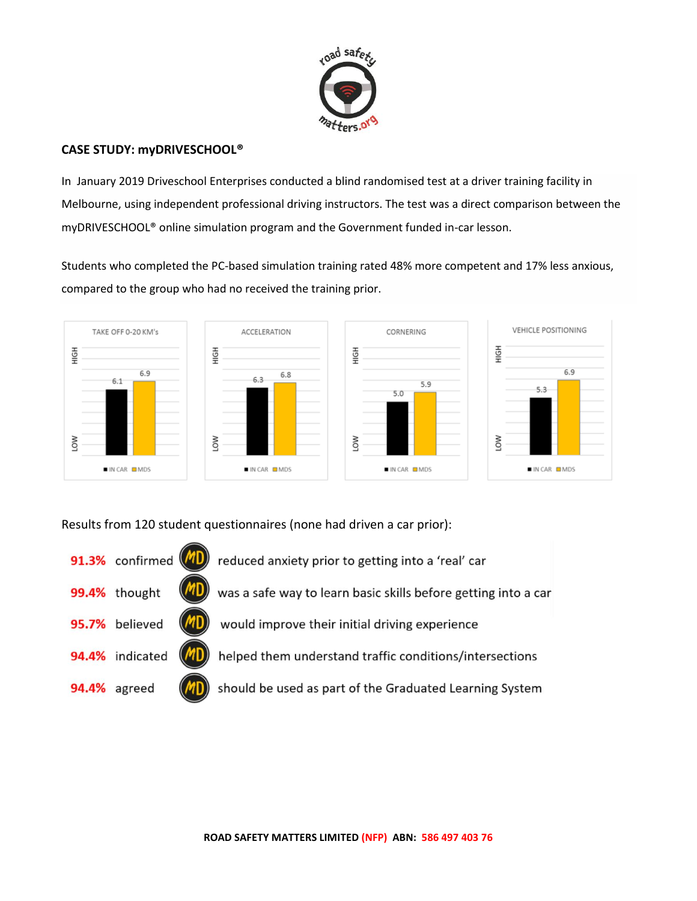**CASE STUDY: myDRIVESCHOOL®**

In January 2019 Driveschool Enterprises conducted a blind randomised test at a driver training facility in Melbourne, using independent professional driving instructors. The test was a direct comparison between the myDRIVESCHOOL® online simulation program and the Government funded in-car lesson.

Students who completed the PC-based simulation training rated 48% more competent and 17% less anxious, compared to the group who had no received the training prior.

| | IN CAR | MDS |
|---|---|---|
| TAKE OFF 0-20 KM's | 6.1 | 6.9 |
| ACCELERATION | 6.3 | 6.8 |
| CORNERING | 5.0 | 5.9 |
| VEHICLE POSITIONING | 5.3 | 6.9 |

Results from 120 student questionnaires (none had driven a car prior):

- **91.3%** confirmed MD reduced anxiety prior to getting into a 'real' car
- **99.4%** thought MD was a safe way to learn basic skills before getting into a car
- **95.7%** believed MD would improve their initial driving experience
- **94.4%** indicated MD helped them understand traffic conditions/intersections
- **94.4%** agreed MD should be used as part of the Graduated Learning System

**ROAD SAFETY MATTERS LIMITED (NFP) ABN: 586 497 403 76**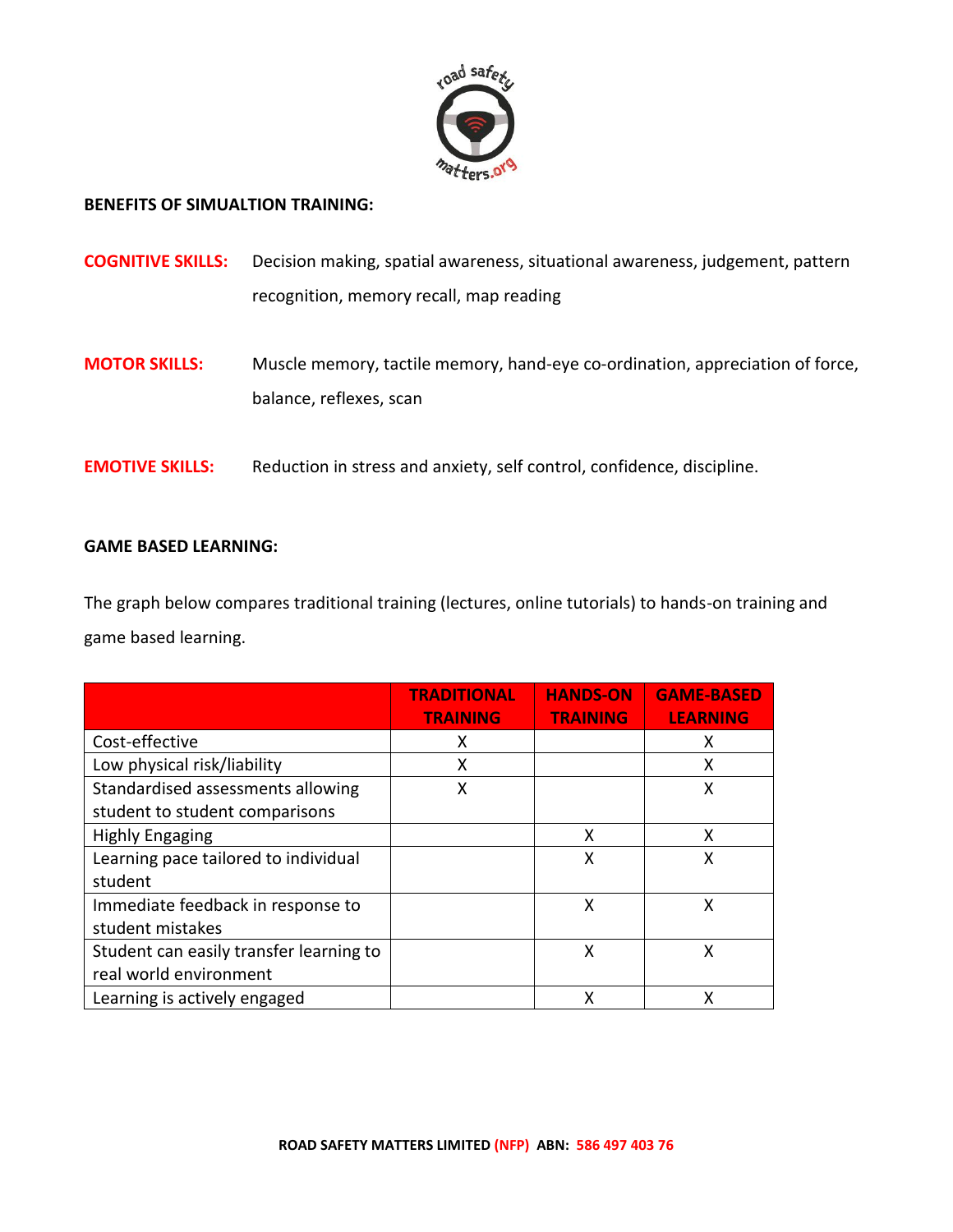**BENEFITS OF SIMUALTION TRAINING:**

**COGNITIVE SKILLS:** Decision making, spatial awareness, situational awareness, judgement, pattern recognition, memory recall, map reading

**MOTOR SKILLS:** Muscle memory, tactile memory, hand-eye co-ordination, appreciation of force, balance, reflexes, scan

**EMOTIVE SKILLS:** Reduction in stress and anxiety, self control, confidence, discipline.

**GAME BASED LEARNING:**

The graph below compares traditional training (lectures, online tutorials) to hands-on training and game based learning.

| | TRADITIONAL TRAINING | HANDS-ON TRAINING | GAME-BASED LEARNING |
|---|---|---|---|
| Cost-effective | X | | X |
| Low physical risk/liability | X | | X |
| Standardised assessments allowing student to student comparisons | X | | X |
| Highly Engaging | | X | X |
| Learning pace tailored to individual student | | X | X |
| Immediate feedback in response to student mistakes | | X | X |
| Student can easily transfer learning to real world environment | | X | X |
| Learning is actively engaged | | X | X |

**ROAD SAFETY MATTERS LIMITED (NFP) ABN: 586 497 403 76**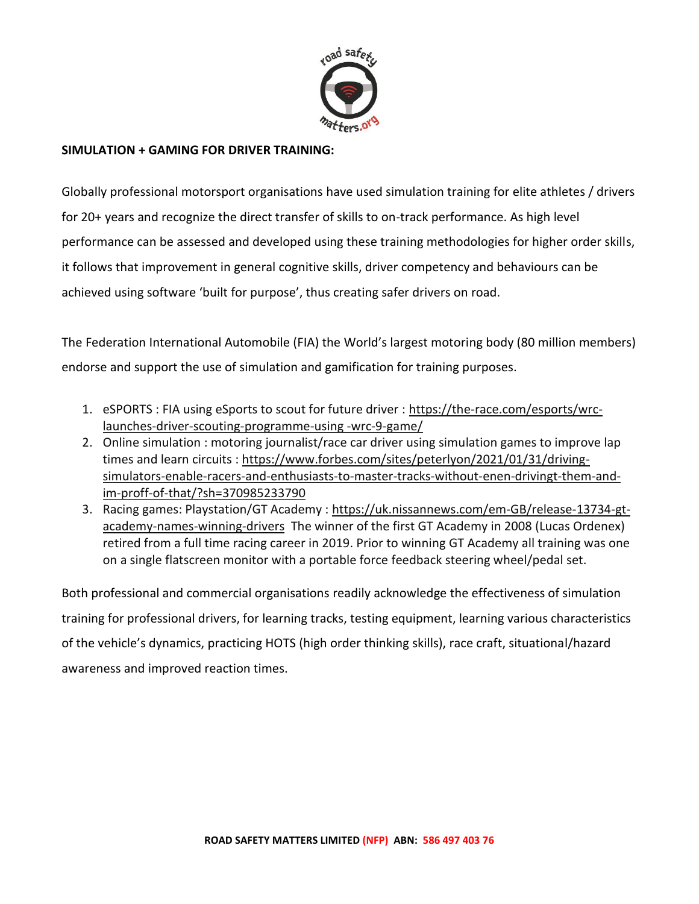**SIMULATION + GAMING FOR DRIVER TRAINING:**

Globally professional motorsport organisations have used simulation training for elite athletes / drivers for 20+ years and recognize the direct transfer of skills to on-track performance. As high level performance can be assessed and developed using these training methodologies for higher order skills, it follows that improvement in general cognitive skills, driver competency and behaviours can be achieved using software 'built for purpose', thus creating safer drivers on road.

The Federation International Automobile (FIA) the World's largest motoring body (80 million members) endorse and support the use of simulation and gamification for training purposes.

1. eSPORTS : FIA using eSports to scout for future driver : https://the-race.com/esports/wrc-launches-driver-scouting-programme-using -wrc-9-game/
2. Online simulation : motoring journalist/race car driver using simulation games to improve lap times and learn circuits : https://www.forbes.com/sites/peterlyon/2021/01/31/driving-simulators-enable-racers-and-enthusiasts-to-master-tracks-without-enen-drivingt-them-and-im-proff-of-that/?sh=370985233790
3. Racing games: Playstation/GT Academy : https://uk.nissannews.com/em-GB/release-13734-gt-academy-names-winning-drivers The winner of the first GT Academy in 2008 (Lucas Ordenex) retired from a full time racing career in 2019. Prior to winning GT Academy all training was one on a single flatscreen monitor with a portable force feedback steering wheel/pedal set.

Both professional and commercial organisations readily acknowledge the effectiveness of simulation training for professional drivers, for learning tracks, testing equipment, learning various characteristics of the vehicle's dynamics, practicing HOTS (high order thinking skills), race craft, situational/hazard awareness and improved reaction times.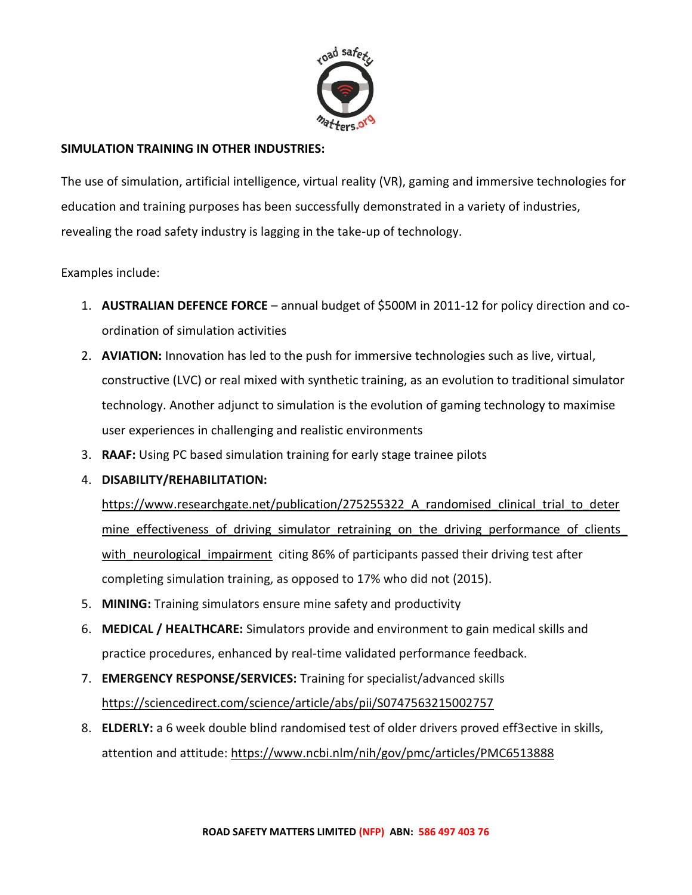**SIMULATION TRAINING IN OTHER INDUSTRIES:**

The use of simulation, artificial intelligence, virtual reality (VR), gaming and immersive technologies for education and training purposes has been successfully demonstrated in a variety of industries, revealing the road safety industry is lagging in the take-up of technology.

Examples include:

1. **AUSTRALIAN DEFENCE FORCE** – annual budget of $500M in 2011-12 for policy direction and co-ordination of simulation activities
2. **AVIATION:** Innovation has led to the push for immersive technologies such as live, virtual, constructive (LVC) or real mixed with synthetic training, as an evolution to traditional simulator technology. Another adjunct to simulation is the evolution of gaming technology to maximise user experiences in challenging and realistic environments
3. **RAAF:** Using PC based simulation training for early stage trainee pilots
4. **DISABILITY/REHABILITATION:** https://www.researchgate.net/publication/275255322_A_randomised_clinical_trial_to_determine_effectiveness_of_driving_simulator_retraining_on_the_driving_performance_of_clients_with_neurological_impairment citing 86% of participants passed their driving test after completing simulation training, as opposed to 17% who did not (2015).
5. **MINING:** Training simulators ensure mine safety and productivity
6. **MEDICAL / HEALTHCARE:** Simulators provide and environment to gain medical skills and practice procedures, enhanced by real-time validated performance feedback.
7. **EMERGENCY RESPONSE/SERVICES:** Training for specialist/advanced skills https://sciencedirect.com/science/article/abs/pii/S0747563215002757
8. **ELDERLY:** a 6 week double blind randomised test of older drivers proved eff3ective in skills, attention and attitude: https://www.ncbi.nlm/nih/gov/pmc/articles/PMC6513888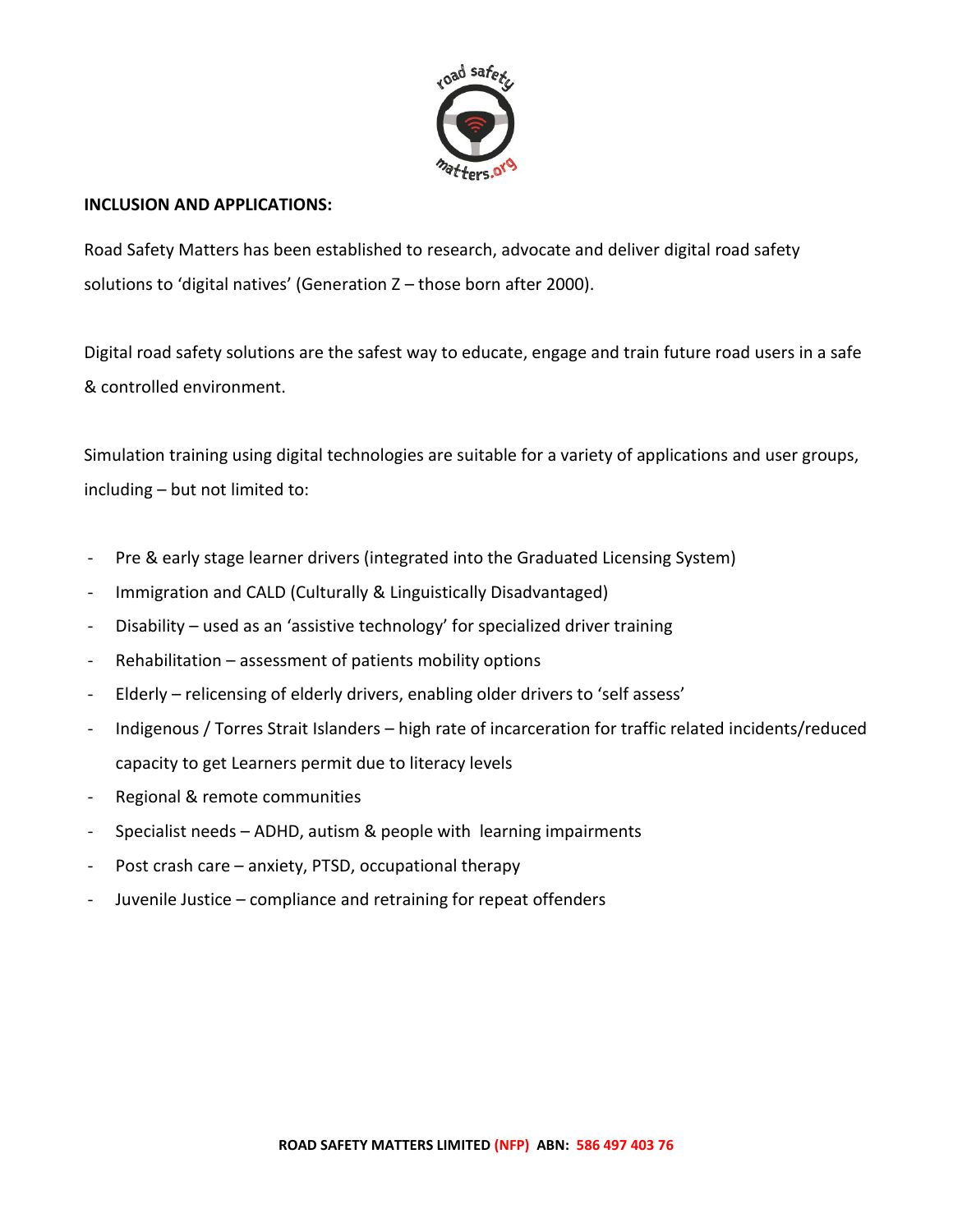**INCLUSION AND APPLICATIONS:**

Road Safety Matters has been established to research, advocate and deliver digital road safety solutions to 'digital natives' (Generation Z – those born after 2000).

Digital road safety solutions are the safest way to educate, engage and train future road users in a safe & controlled environment.

Simulation training using digital technologies are suitable for a variety of applications and user groups, including – but not limited to:

- Pre & early stage learner drivers (integrated into the Graduated Licensing System)
- Immigration and CALD (Culturally & Linguistically Disadvantaged)
- Disability – used as an 'assistive technology' for specialized driver training
- Rehabilitation – assessment of patients mobility options
- Elderly – relicensing of elderly drivers, enabling older drivers to 'self assess'
- Indigenous / Torres Strait Islanders – high rate of incarceration for traffic related incidents/reduced capacity to get Learners permit due to literacy levels
- Regional & remote communities
- Specialist needs – ADHD, autism & people with learning impairments
- Post crash care – anxiety, PTSD, occupational therapy
- Juvenile Justice – compliance and retraining for repeat offenders

**ROAD SAFETY MATTERS LIMITED (NFP) ABN: 586 497 403 76**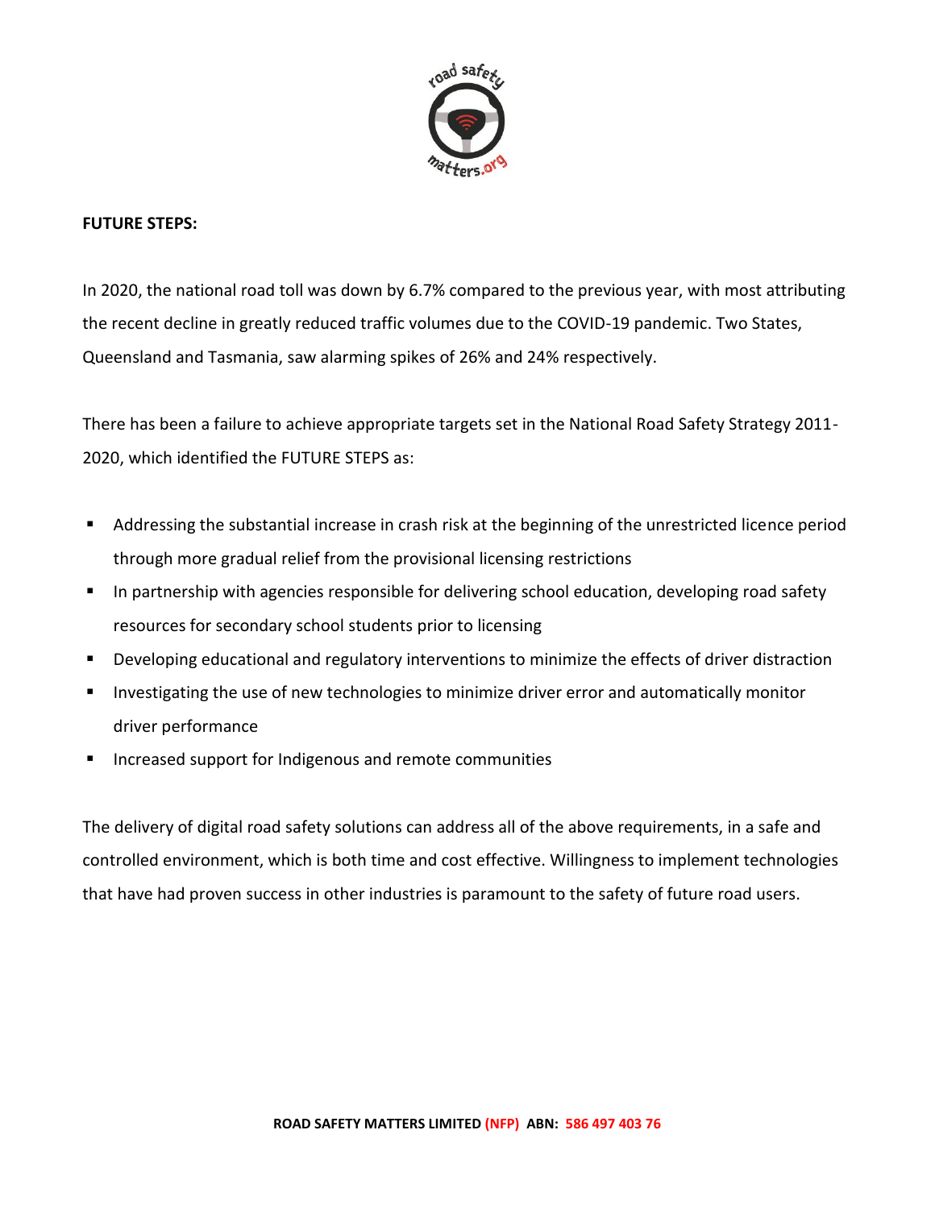**FUTURE STEPS:**

In 2020, the national road toll was down by 6.7% compared to the previous year, with most attributing the recent decline in greatly reduced traffic volumes due to the COVID-19 pandemic. Two States, Queensland and Tasmania, saw alarming spikes of 26% and 24% respectively.

There has been a failure to achieve appropriate targets set in the National Road Safety Strategy 2011-2020, which identified the FUTURE STEPS as:

- Addressing the substantial increase in crash risk at the beginning of the unrestricted licence period through more gradual relief from the provisional licensing restrictions
- In partnership with agencies responsible for delivering school education, developing road safety resources for secondary school students prior to licensing
- Developing educational and regulatory interventions to minimize the effects of driver distraction
- Investigating the use of new technologies to minimize driver error and automatically monitor driver performance
- Increased support for Indigenous and remote communities

The delivery of digital road safety solutions can address all of the above requirements, in a safe and controlled environment, which is both time and cost effective. Willingness to implement technologies that have had proven success in other industries is paramount to the safety of future road users.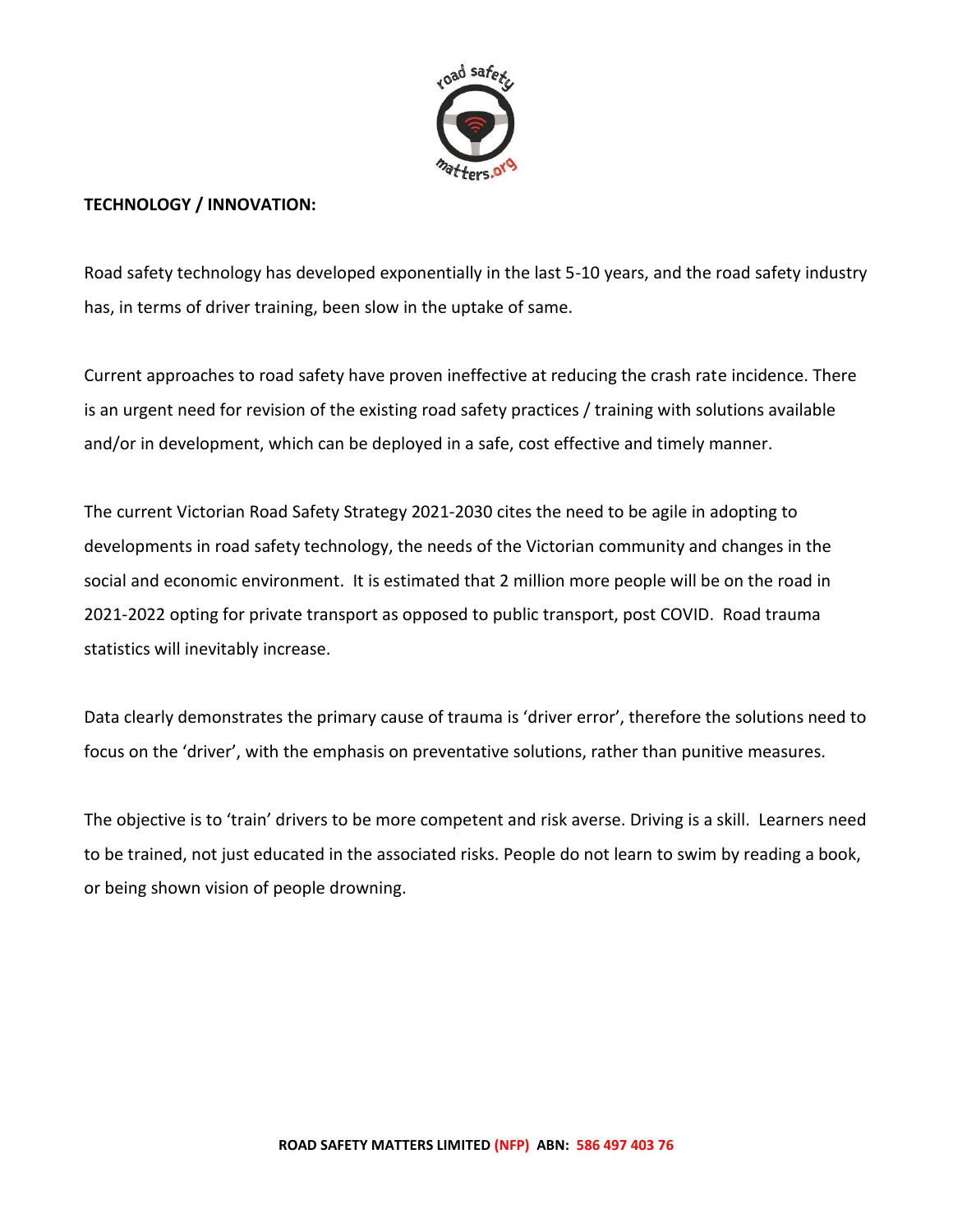**TECHNOLOGY / INNOVATION:**

Road safety technology has developed exponentially in the last 5-10 years, and the road safety industry has, in terms of driver training, been slow in the uptake of same.

Current approaches to road safety have proven ineffective at reducing the crash rate incidence. There is an urgent need for revision of the existing road safety practices / training with solutions available and/or in development, which can be deployed in a safe, cost effective and timely manner.

The current Victorian Road Safety Strategy 2021-2030 cites the need to be agile in adopting to developments in road safety technology, the needs of the Victorian community and changes in the social and economic environment. It is estimated that 2 million more people will be on the road in 2021-2022 opting for private transport as opposed to public transport, post COVID. Road trauma statistics will inevitably increase.

Data clearly demonstrates the primary cause of trauma is 'driver error', therefore the solutions need to focus on the 'driver', with the emphasis on preventative solutions, rather than punitive measures.

The objective is to 'train' drivers to be more competent and risk averse. Driving is a skill. Learners need to be trained, not just educated in the associated risks. People do not learn to swim by reading a book, or being shown vision of people drowning.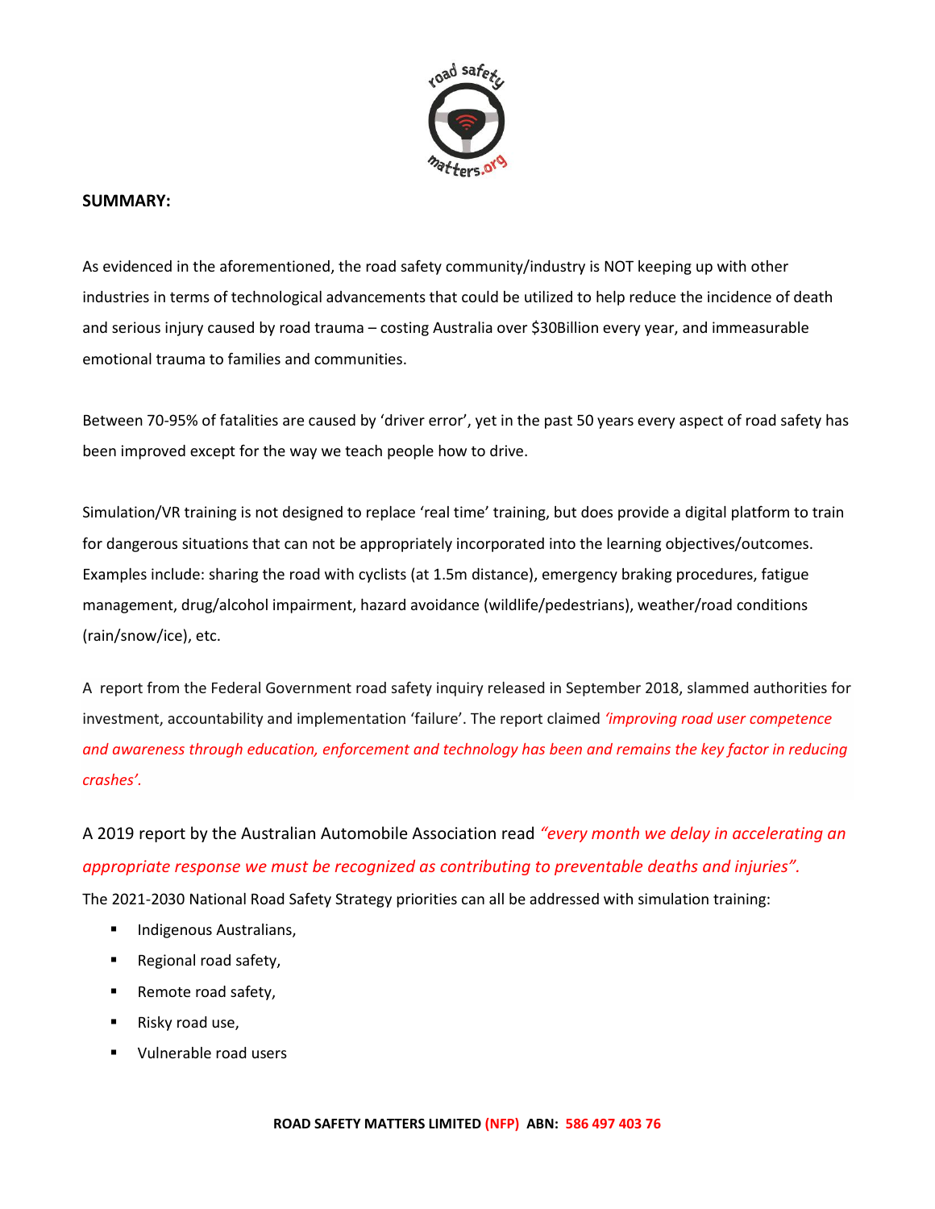**SUMMARY:**

As evidenced in the aforementioned, the road safety community/industry is NOT keeping up with other industries in terms of technological advancements that could be utilized to help reduce the incidence of death and serious injury caused by road trauma – costing Australia over $30Billion every year, and immeasurable emotional trauma to families and communities.

Between 70-95% of fatalities are caused by 'driver error', yet in the past 50 years every aspect of road safety has been improved except for the way we teach people how to drive.

Simulation/VR training is not designed to replace 'real time' training, but does provide a digital platform to train for dangerous situations that can not be appropriately incorporated into the learning objectives/outcomes. Examples include: sharing the road with cyclists (at 1.5m distance), emergency braking procedures, fatigue management, drug/alcohol impairment, hazard avoidance (wildlife/pedestrians), weather/road conditions (rain/snow/ice), etc.

A report from the Federal Government road safety inquiry released in September 2018, slammed authorities for investment, accountability and implementation 'failure'. The report claimed *'improving road user competence and awareness through education, enforcement and technology has been and remains the key factor in reducing crashes'.*

A 2019 report by the Australian Automobile Association read *"every month we delay in accelerating an appropriate response we must be recognized as contributing to preventable deaths and injuries".*

The 2021-2030 National Road Safety Strategy priorities can all be addressed with simulation training:

- Indigenous Australians,
- Regional road safety,
- Remote road safety,
- Risky road use,
- Vulnerable road users

**ROAD SAFETY MATTERS LIMITED (NFP) ABN: 586 497 403 76**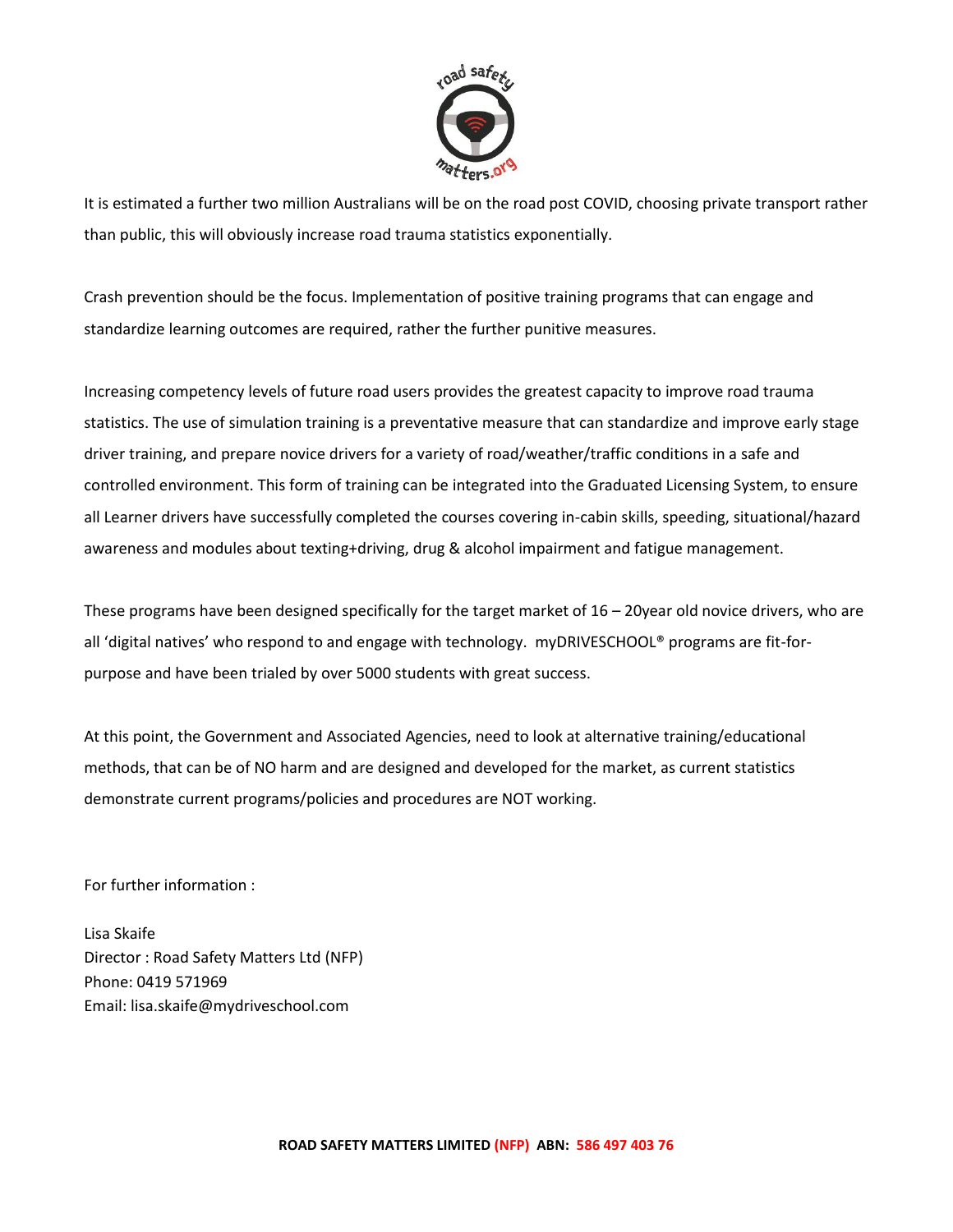It is estimated a further two million Australians will be on the road post COVID, choosing private transport rather than public, this will obviously increase road trauma statistics exponentially.

Crash prevention should be the focus. Implementation of positive training programs that can engage and standardize learning outcomes are required, rather the further punitive measures.

Increasing competency levels of future road users provides the greatest capacity to improve road trauma statistics. The use of simulation training is a preventative measure that can standardize and improve early stage driver training, and prepare novice drivers for a variety of road/weather/traffic conditions in a safe and controlled environment. This form of training can be integrated into the Graduated Licensing System, to ensure all Learner drivers have successfully completed the courses covering in-cabin skills, speeding, situational/hazard awareness and modules about texting+driving, drug & alcohol impairment and fatigue management.

These programs have been designed specifically for the target market of 16 – 20year old novice drivers, who are all 'digital natives' who respond to and engage with technology. myDRIVESCHOOL® programs are fit-for-purpose and have been trialed by over 5000 students with great success.

At this point, the Government and Associated Agencies, need to look at alternative training/educational methods, that can be of NO harm and are designed and developed for the market, as current statistics demonstrate current programs/policies and procedures are NOT working.

For further information :

Lisa Skaife
Director : Road Safety Matters Ltd (NFP)
Phone: 0419 571969
Email: lisa.skaife@mydriveschool.com

**ROAD SAFETY MATTERS LIMITED (NFP) ABN: 586 497 403 76**